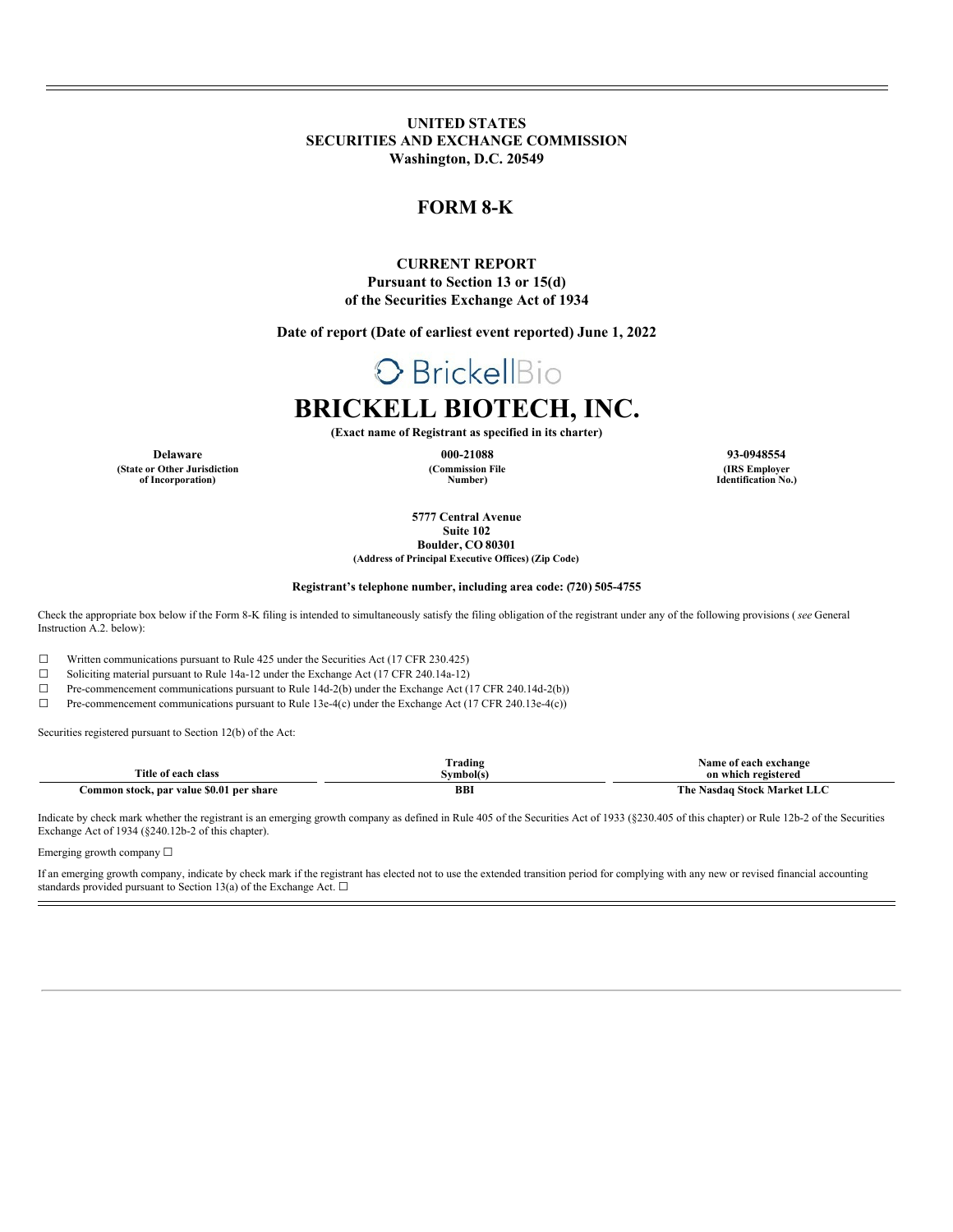**UNITED STATES**
**SECURITIES AND EXCHANGE COMMISSION**
**Washington, D.C. 20549**

# FORM 8-K

**CURRENT REPORT**
**Pursuant to Section 13 or 15(d)**
**of the Securities Exchange Act of 1934**

**Date of report (Date of earliest event reported) June 1, 2022**

BrickellBio

# BRICKELL BIOTECH, INC.

**(Exact name of Registrant as specified in its charter)**

| Delaware | 000-21088 | 93-0948554 |
|---|---|---|
| (State or Other Jurisdiction of Incorporation) | (Commission File Number) | (IRS Employer Identification No.) |

**5777 Central Avenue**
**Suite 102**
**Boulder, CO 80301**
**(Address of Principal Executive Offices) (Zip Code)**

**Registrant's telephone number, including area code: (720) 505-4755**

Check the appropriate box below if the Form 8-K filing is intended to simultaneously satisfy the filing obligation of the registrant under any of the following provisions (*see* General Instruction A.2. below):

☐ Written communications pursuant to Rule 425 under the Securities Act (17 CFR 230.425)
☐ Soliciting material pursuant to Rule 14a-12 under the Exchange Act (17 CFR 240.14a-12)
☐ Pre-commencement communications pursuant to Rule 14d-2(b) under the Exchange Act (17 CFR 240.14d-2(b))
☐ Pre-commencement communications pursuant to Rule 13e-4(c) under the Exchange Act (17 CFR 240.13e-4(c))

Securities registered pursuant to Section 12(b) of the Act:

| Title of each class | Trading Symbol(s) | Name of each exchange on which registered |
|---|---|---|
| Common stock, par value $0.01 per share | BBI | The Nasdaq Stock Market LLC |

Indicate by check mark whether the registrant is an emerging growth company as defined in Rule 405 of the Securities Act of 1933 (§230.405 of this chapter) or Rule 12b-2 of the Securities Exchange Act of 1934 (§240.12b-2 of this chapter).

Emerging growth company ☐

If an emerging growth company, indicate by check mark if the registrant has elected not to use the extended transition period for complying with any new or revised financial accounting standards provided pursuant to Section 13(a) of the Exchange Act. ☐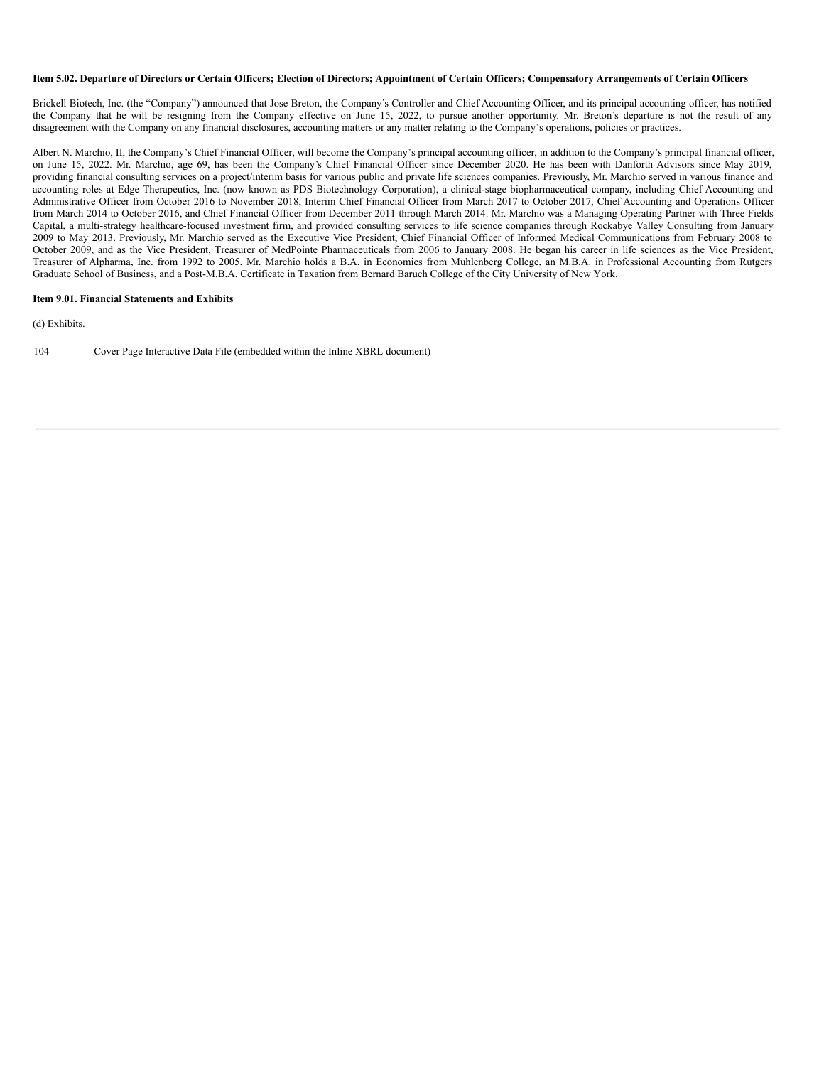**Item 5.02. Departure of Directors or Certain Officers; Election of Directors; Appointment of Certain Officers; Compensatory Arrangements of Certain Officers**

Brickell Biotech, Inc. (the "Company") announced that Jose Breton, the Company's Controller and Chief Accounting Officer, and its principal accounting officer, has notified the Company that he will be resigning from the Company effective on June 15, 2022, to pursue another opportunity. Mr. Breton's departure is not the result of any disagreement with the Company on any financial disclosures, accounting matters or any matter relating to the Company's operations, policies or practices.

Albert N. Marchio, II, the Company's Chief Financial Officer, will become the Company's principal accounting officer, in addition to the Company's principal financial officer, on June 15, 2022. Mr. Marchio, age 69, has been the Company's Chief Financial Officer since December 2020. He has been with Danforth Advisors since May 2019, providing financial consulting services on a project/interim basis for various public and private life sciences companies. Previously, Mr. Marchio served in various finance and accounting roles at Edge Therapeutics, Inc. (now known as PDS Biotechnology Corporation), a clinical-stage biopharmaceutical company, including Chief Accounting and Administrative Officer from October 2016 to November 2018, Interim Chief Financial Officer from March 2017 to October 2017, Chief Accounting and Operations Officer from March 2014 to October 2016, and Chief Financial Officer from December 2011 through March 2014. Mr. Marchio was a Managing Operating Partner with Three Fields Capital, a multi-strategy healthcare-focused investment firm, and provided consulting services to life science companies through Rockabye Valley Consulting from January 2009 to May 2013. Previously, Mr. Marchio served as the Executive Vice President, Chief Financial Officer of Informed Medical Communications from February 2008 to October 2009, and as the Vice President, Treasurer of MedPointe Pharmaceuticals from 2006 to January 2008. He began his career in life sciences as the Vice President, Treasurer of Alpharma, Inc. from 1992 to 2005. Mr. Marchio holds a B.A. in Economics from Muhlenberg College, an M.B.A. in Professional Accounting from Rutgers Graduate School of Business, and a Post-M.B.A. Certificate in Taxation from Bernard Baruch College of the City University of New York.

**Item 9.01. Financial Statements and Exhibits**

(d) Exhibits.

| | |
|---|---|
| 104 | Cover Page Interactive Data File (embedded within the Inline XBRL document) |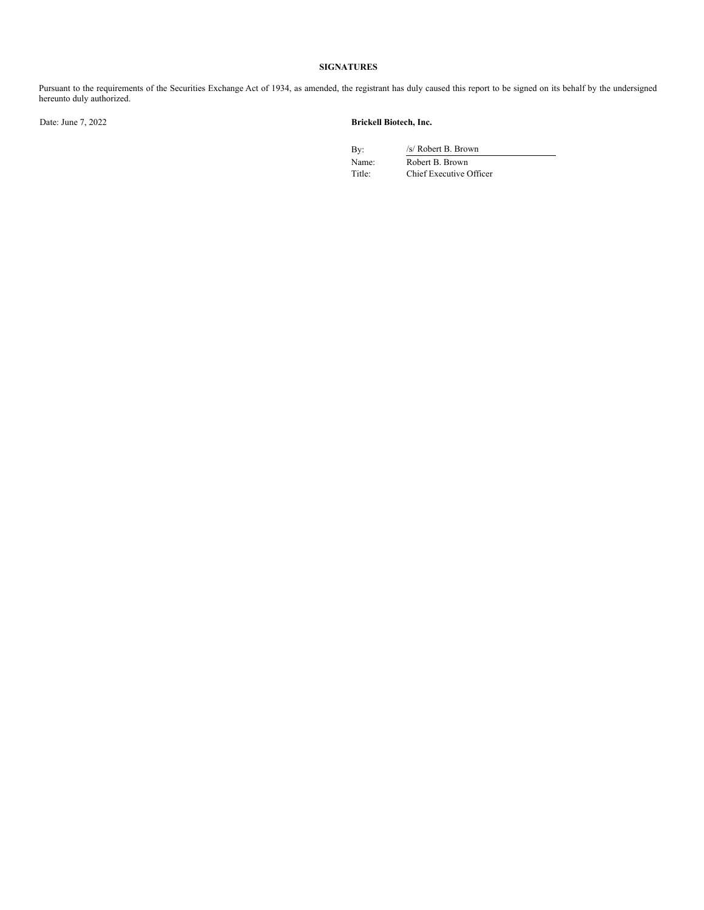**SIGNATURES**

Pursuant to the requirements of the Securities Exchange Act of 1934, as amended, the registrant has duly caused this report to be signed on its behalf by the undersigned hereunto duly authorized.

Date: June 7, 2022

**Brickell Biotech, Inc.**

| | |
|---|---|
| By: | /s/ Robert B. Brown |
| Name: | Robert B. Brown |
| Title: | Chief Executive Officer |